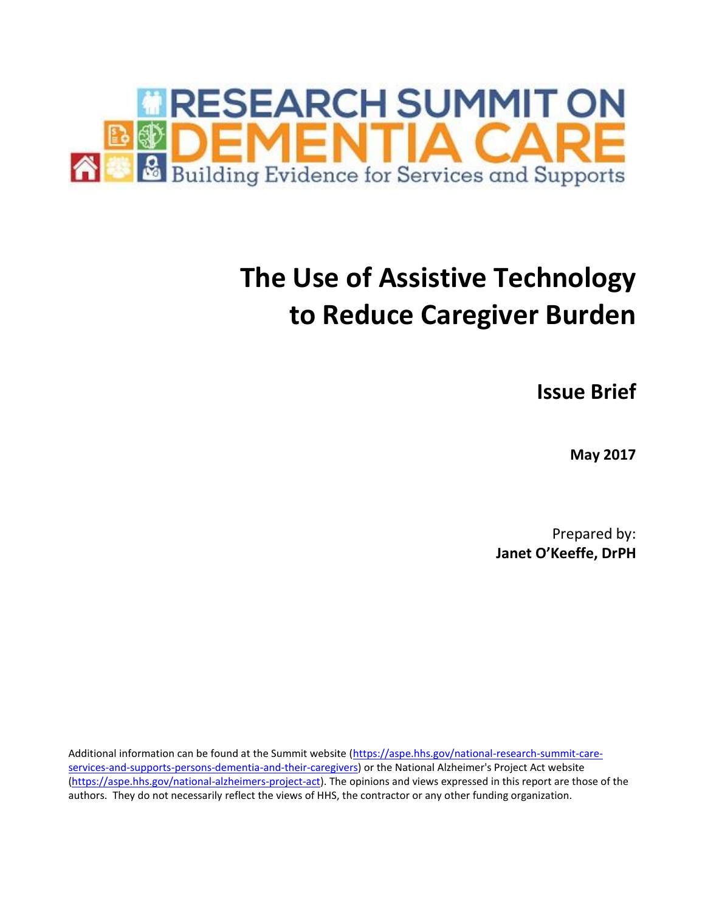# RESEARCH SUMMIT ON DEMENTIA CARE

Building Evidence for Services and Supports

# The Use of Assistive Technology to Reduce Caregiver Burden

## Issue Brief

**May 2017**

Prepared by:
**Janet O'Keeffe, DrPH**

Additional information can be found at the Summit website (https://aspe.hhs.gov/national-research-summit-care-services-and-supports-persons-dementia-and-their-caregivers) or the National Alzheimer's Project Act website (https://aspe.hhs.gov/national-alzheimers-project-act). The opinions and views expressed in this report are those of the authors. They do not necessarily reflect the views of HHS, the contractor or any other funding organization.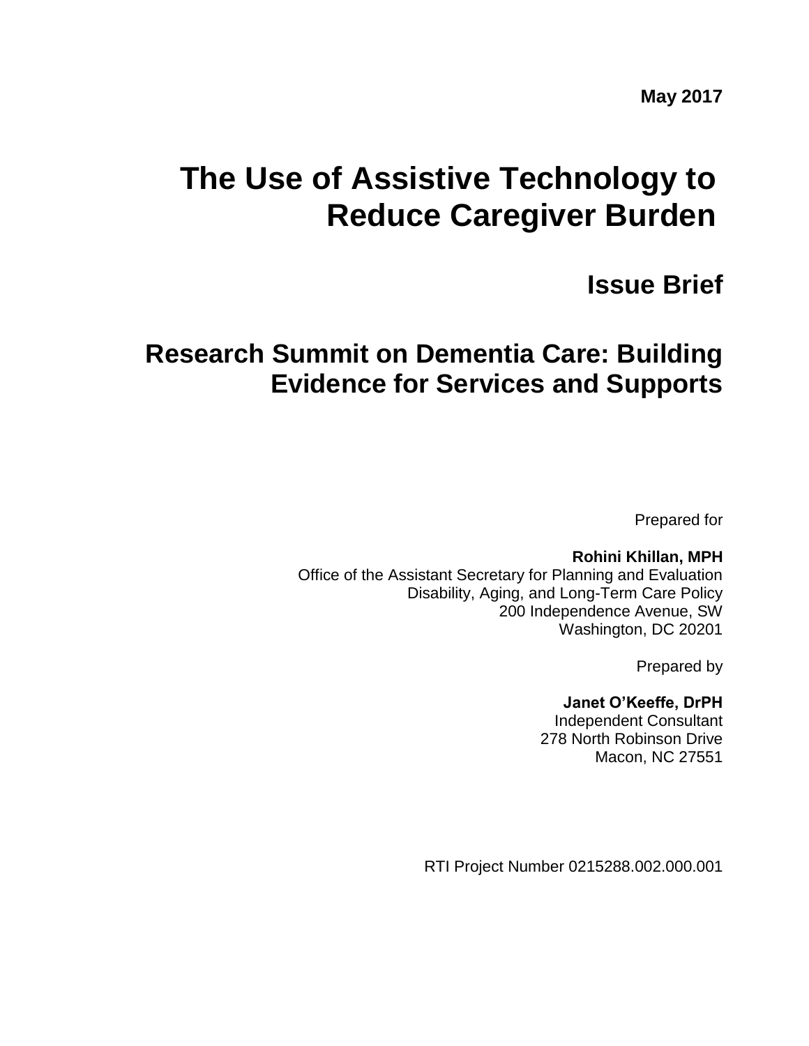**May 2017**

# The Use of Assistive Technology to Reduce Caregiver Burden

## Issue Brief

## Research Summit on Dementia Care: Building Evidence for Services and Supports

Prepared for

**Rohini Khillan, MPH**
Office of the Assistant Secretary for Planning and Evaluation
Disability, Aging, and Long-Term Care Policy
200 Independence Avenue, SW
Washington, DC 20201

Prepared by

**Janet O'Keeffe, DrPH**
Independent Consultant
278 North Robinson Drive
Macon, NC 27551

RTI Project Number 0215288.002.000.001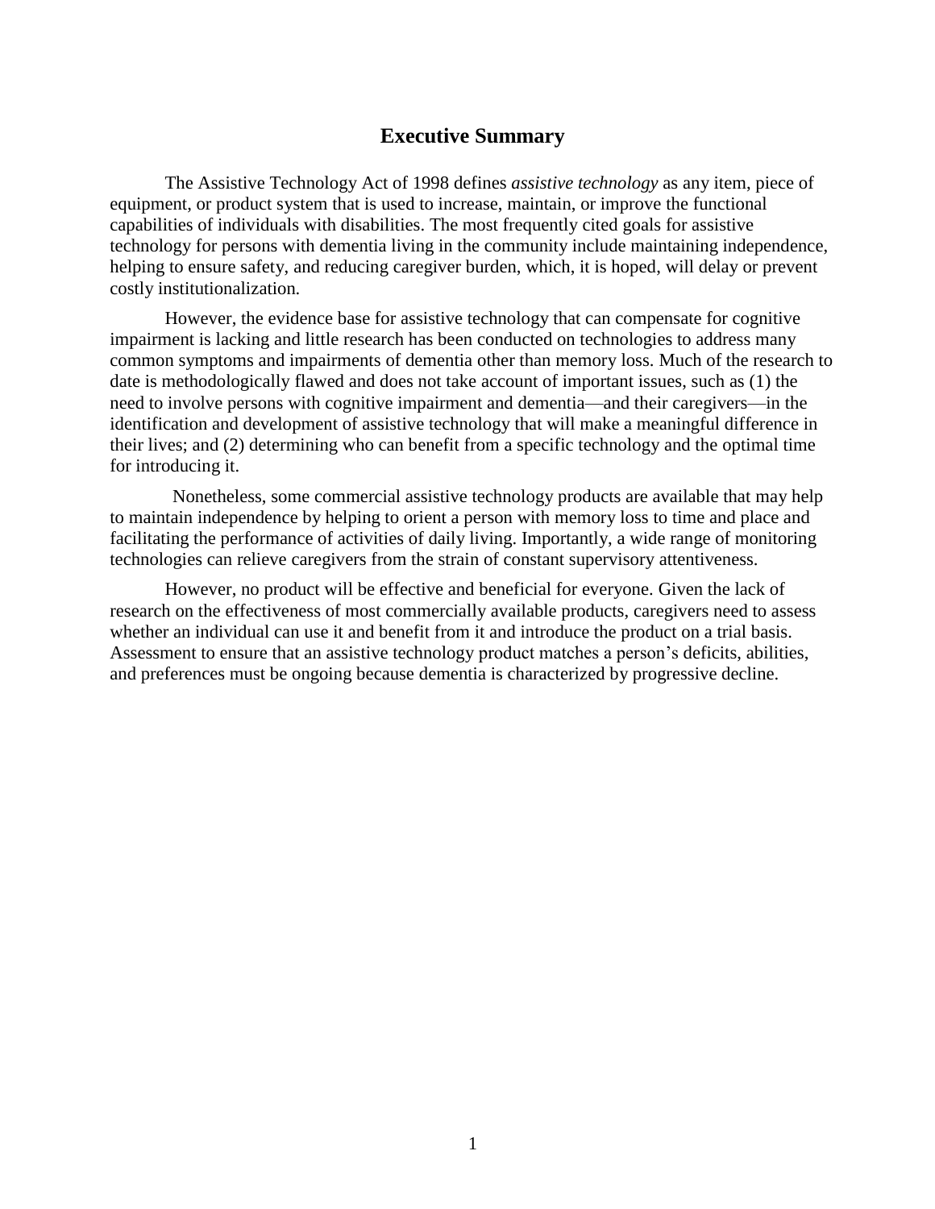# Executive Summary

The Assistive Technology Act of 1998 defines *assistive technology* as any item, piece of equipment, or product system that is used to increase, maintain, or improve the functional capabilities of individuals with disabilities. The most frequently cited goals for assistive technology for persons with dementia living in the community include maintaining independence, helping to ensure safety, and reducing caregiver burden, which, it is hoped, will delay or prevent costly institutionalization.

However, the evidence base for assistive technology that can compensate for cognitive impairment is lacking and little research has been conducted on technologies to address many common symptoms and impairments of dementia other than memory loss. Much of the research to date is methodologically flawed and does not take account of important issues, such as (1) the need to involve persons with cognitive impairment and dementia—and their caregivers—in the identification and development of assistive technology that will make a meaningful difference in their lives; and (2) determining who can benefit from a specific technology and the optimal time for introducing it.

Nonetheless, some commercial assistive technology products are available that may help to maintain independence by helping to orient a person with memory loss to time and place and facilitating the performance of activities of daily living. Importantly, a wide range of monitoring technologies can relieve caregivers from the strain of constant supervisory attentiveness.

However, no product will be effective and beneficial for everyone. Given the lack of research on the effectiveness of most commercially available products, caregivers need to assess whether an individual can use it and benefit from it and introduce the product on a trial basis. Assessment to ensure that an assistive technology product matches a person's deficits, abilities, and preferences must be ongoing because dementia is characterized by progressive decline.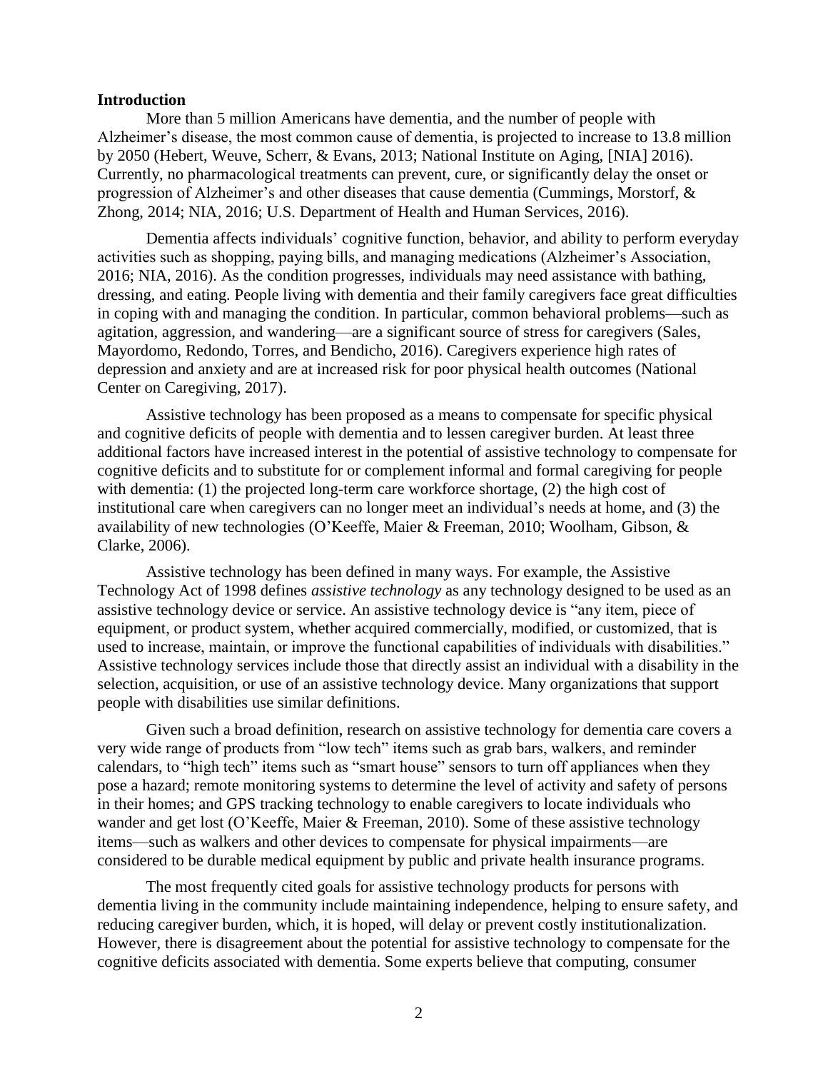## Introduction

More than 5 million Americans have dementia, and the number of people with Alzheimer's disease, the most common cause of dementia, is projected to increase to 13.8 million by 2050 (Hebert, Weuve, Scherr, & Evans, 2013; National Institute on Aging, [NIA] 2016). Currently, no pharmacological treatments can prevent, cure, or significantly delay the onset or progression of Alzheimer's and other diseases that cause dementia (Cummings, Morstorf, & Zhong, 2014; NIA, 2016; U.S. Department of Health and Human Services, 2016).

Dementia affects individuals' cognitive function, behavior, and ability to perform everyday activities such as shopping, paying bills, and managing medications (Alzheimer's Association, 2016; NIA, 2016). As the condition progresses, individuals may need assistance with bathing, dressing, and eating. People living with dementia and their family caregivers face great difficulties in coping with and managing the condition. In particular, common behavioral problems—such as agitation, aggression, and wandering—are a significant source of stress for caregivers (Sales, Mayordomo, Redondo, Torres, and Bendicho, 2016). Caregivers experience high rates of depression and anxiety and are at increased risk for poor physical health outcomes (National Center on Caregiving, 2017).

Assistive technology has been proposed as a means to compensate for specific physical and cognitive deficits of people with dementia and to lessen caregiver burden. At least three additional factors have increased interest in the potential of assistive technology to compensate for cognitive deficits and to substitute for or complement informal and formal caregiving for people with dementia: (1) the projected long-term care workforce shortage, (2) the high cost of institutional care when caregivers can no longer meet an individual's needs at home, and (3) the availability of new technologies (O'Keeffe, Maier & Freeman, 2010; Woolham, Gibson, & Clarke, 2006).

Assistive technology has been defined in many ways. For example, the Assistive Technology Act of 1998 defines *assistive technology* as any technology designed to be used as an assistive technology device or service. An assistive technology device is "any item, piece of equipment, or product system, whether acquired commercially, modified, or customized, that is used to increase, maintain, or improve the functional capabilities of individuals with disabilities." Assistive technology services include those that directly assist an individual with a disability in the selection, acquisition, or use of an assistive technology device. Many organizations that support people with disabilities use similar definitions.

Given such a broad definition, research on assistive technology for dementia care covers a very wide range of products from "low tech" items such as grab bars, walkers, and reminder calendars, to "high tech" items such as "smart house" sensors to turn off appliances when they pose a hazard; remote monitoring systems to determine the level of activity and safety of persons in their homes; and GPS tracking technology to enable caregivers to locate individuals who wander and get lost (O'Keeffe, Maier & Freeman, 2010). Some of these assistive technology items—such as walkers and other devices to compensate for physical impairments—are considered to be durable medical equipment by public and private health insurance programs.

The most frequently cited goals for assistive technology products for persons with dementia living in the community include maintaining independence, helping to ensure safety, and reducing caregiver burden, which, it is hoped, will delay or prevent costly institutionalization. However, there is disagreement about the potential for assistive technology to compensate for the cognitive deficits associated with dementia. Some experts believe that computing, consumer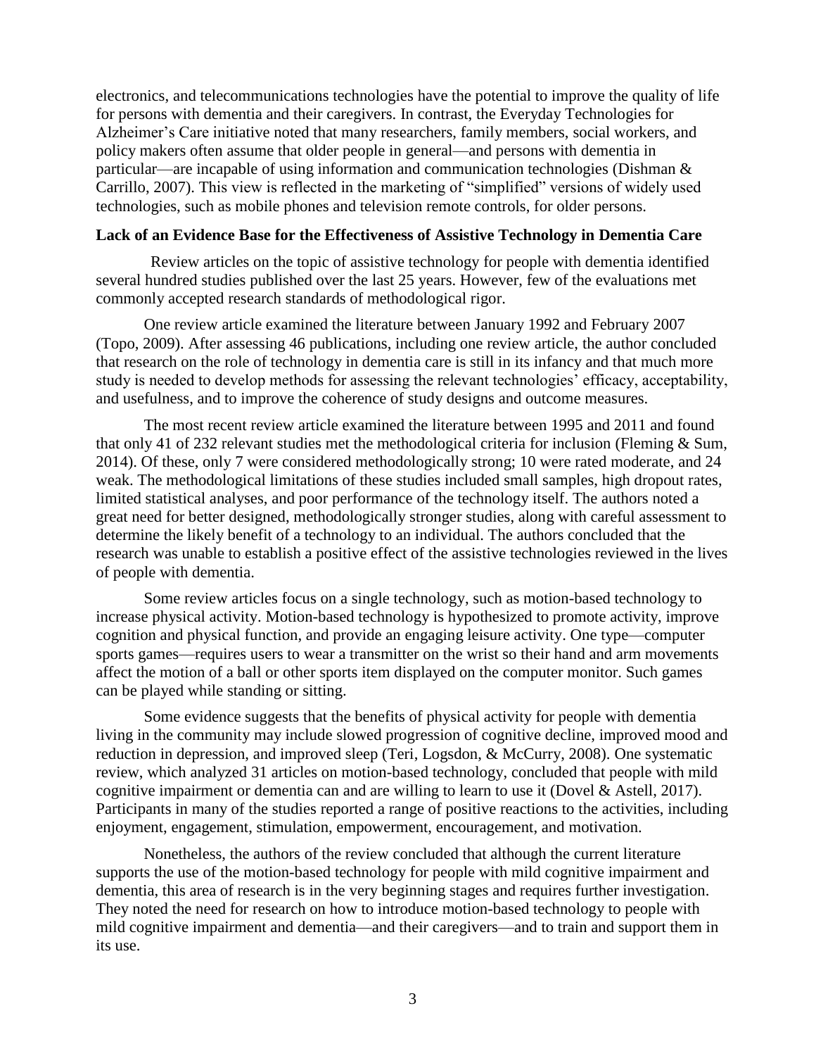electronics, and telecommunications technologies have the potential to improve the quality of life for persons with dementia and their caregivers. In contrast, the Everyday Technologies for Alzheimer's Care initiative noted that many researchers, family members, social workers, and policy makers often assume that older people in general—and persons with dementia in particular—are incapable of using information and communication technologies (Dishman & Carrillo, 2007). This view is reflected in the marketing of "simplified" versions of widely used technologies, such as mobile phones and television remote controls, for older persons.

**Lack of an Evidence Base for the Effectiveness of Assistive Technology in Dementia Care**

Review articles on the topic of assistive technology for people with dementia identified several hundred studies published over the last 25 years. However, few of the evaluations met commonly accepted research standards of methodological rigor.

One review article examined the literature between January 1992 and February 2007 (Topo, 2009). After assessing 46 publications, including one review article, the author concluded that research on the role of technology in dementia care is still in its infancy and that much more study is needed to develop methods for assessing the relevant technologies' efficacy, acceptability, and usefulness, and to improve the coherence of study designs and outcome measures.

The most recent review article examined the literature between 1995 and 2011 and found that only 41 of 232 relevant studies met the methodological criteria for inclusion (Fleming & Sum, 2014). Of these, only 7 were considered methodologically strong; 10 were rated moderate, and 24 weak. The methodological limitations of these studies included small samples, high dropout rates, limited statistical analyses, and poor performance of the technology itself. The authors noted a great need for better designed, methodologically stronger studies, along with careful assessment to determine the likely benefit of a technology to an individual. The authors concluded that the research was unable to establish a positive effect of the assistive technologies reviewed in the lives of people with dementia.

Some review articles focus on a single technology, such as motion-based technology to increase physical activity. Motion-based technology is hypothesized to promote activity, improve cognition and physical function, and provide an engaging leisure activity. One type—computer sports games—requires users to wear a transmitter on the wrist so their hand and arm movements affect the motion of a ball or other sports item displayed on the computer monitor. Such games can be played while standing or sitting.

Some evidence suggests that the benefits of physical activity for people with dementia living in the community may include slowed progression of cognitive decline, improved mood and reduction in depression, and improved sleep (Teri, Logsdon, & McCurry, 2008). One systematic review, which analyzed 31 articles on motion-based technology, concluded that people with mild cognitive impairment or dementia can and are willing to learn to use it (Dovel & Astell, 2017). Participants in many of the studies reported a range of positive reactions to the activities, including enjoyment, engagement, stimulation, empowerment, encouragement, and motivation.

Nonetheless, the authors of the review concluded that although the current literature supports the use of the motion-based technology for people with mild cognitive impairment and dementia, this area of research is in the very beginning stages and requires further investigation. They noted the need for research on how to introduce motion-based technology to people with mild cognitive impairment and dementia—and their caregivers—and to train and support them in its use.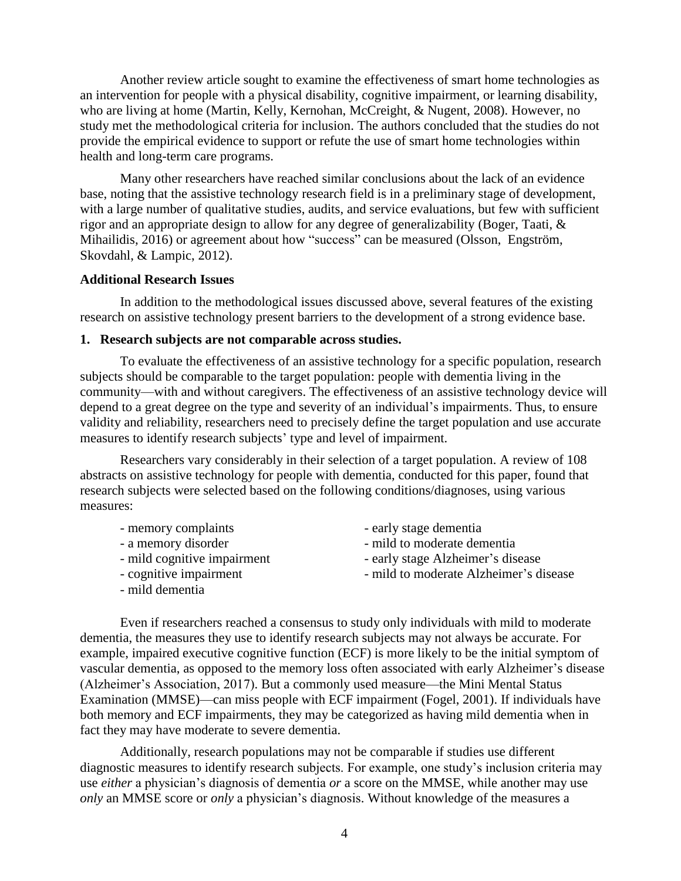Another review article sought to examine the effectiveness of smart home technologies as an intervention for people with a physical disability, cognitive impairment, or learning disability, who are living at home (Martin, Kelly, Kernohan, McCreight, & Nugent, 2008). However, no study met the methodological criteria for inclusion. The authors concluded that the studies do not provide the empirical evidence to support or refute the use of smart home technologies within health and long-term care programs.

Many other researchers have reached similar conclusions about the lack of an evidence base, noting that the assistive technology research field is in a preliminary stage of development, with a large number of qualitative studies, audits, and service evaluations, but few with sufficient rigor and an appropriate design to allow for any degree of generalizability (Boger, Taati, & Mihailidis, 2016) or agreement about how "success" can be measured (Olsson, Engström, Skovdahl, & Lampic, 2012).

### Additional Research Issues

In addition to the methodological issues discussed above, several features of the existing research on assistive technology present barriers to the development of a strong evidence base.

#### 1. Research subjects are not comparable across studies.

To evaluate the effectiveness of an assistive technology for a specific population, research subjects should be comparable to the target population: people with dementia living in the community—with and without caregivers. The effectiveness of an assistive technology device will depend to a great degree on the type and severity of an individual's impairments. Thus, to ensure validity and reliability, researchers need to precisely define the target population and use accurate measures to identify research subjects' type and level of impairment.

Researchers vary considerably in their selection of a target population. A review of 108 abstracts on assistive technology for people with dementia, conducted for this paper, found that research subjects were selected based on the following conditions/diagnoses, using various measures:

- memory complaints
- a memory disorder
- mild cognitive impairment
- cognitive impairment
- mild dementia
- early stage dementia
- mild to moderate dementia
- early stage Alzheimer's disease
- mild to moderate Alzheimer's disease

Even if researchers reached a consensus to study only individuals with mild to moderate dementia, the measures they use to identify research subjects may not always be accurate. For example, impaired executive cognitive function (ECF) is more likely to be the initial symptom of vascular dementia, as opposed to the memory loss often associated with early Alzheimer's disease (Alzheimer's Association, 2017). But a commonly used measure—the Mini Mental Status Examination (MMSE)—can miss people with ECF impairment (Fogel, 2001). If individuals have both memory and ECF impairments, they may be categorized as having mild dementia when in fact they may have moderate to severe dementia.

Additionally, research populations may not be comparable if studies use different diagnostic measures to identify research subjects. For example, one study's inclusion criteria may use *either* a physician's diagnosis of dementia *or* a score on the MMSE, while another may use *only* an MMSE score or *only* a physician's diagnosis. Without knowledge of the measures a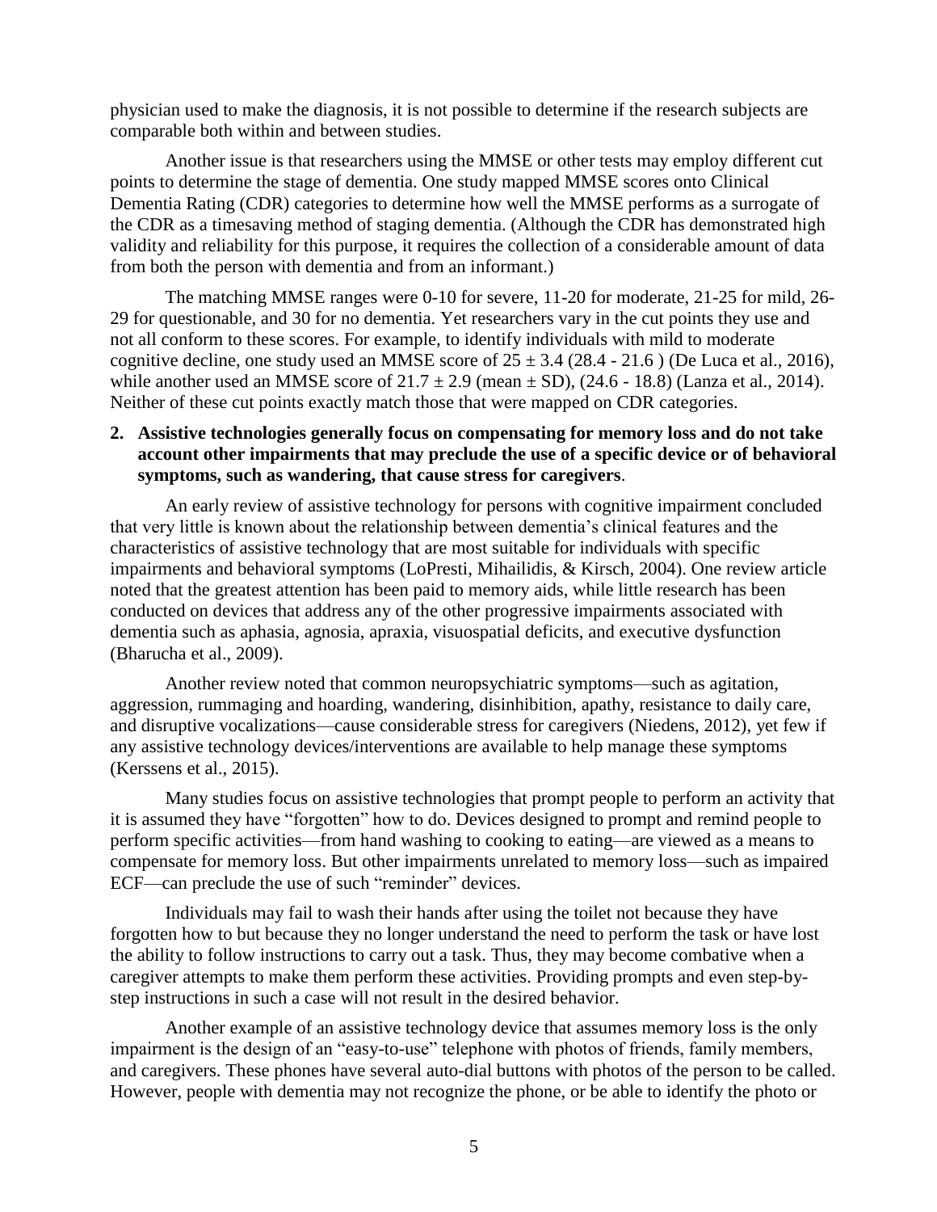physician used to make the diagnosis, it is not possible to determine if the research subjects are comparable both within and between studies.

Another issue is that researchers using the MMSE or other tests may employ different cut points to determine the stage of dementia. One study mapped MMSE scores onto Clinical Dementia Rating (CDR) categories to determine how well the MMSE performs as a surrogate of the CDR as a timesaving method of staging dementia. (Although the CDR has demonstrated high validity and reliability for this purpose, it requires the collection of a considerable amount of data from both the person with dementia and from an informant.)

The matching MMSE ranges were 0-10 for severe, 11-20 for moderate, 21-25 for mild, 26-29 for questionable, and 30 for no dementia. Yet researchers vary in the cut points they use and not all conform to these scores. For example, to identify individuals with mild to moderate cognitive decline, one study used an MMSE score of $25 \pm 3.4$ (28.4 - 21.6 ) (De Luca et al., 2016), while another used an MMSE score of $21.7 \pm 2.9$ (mean ± SD), (24.6 - 18.8) (Lanza et al., 2014). Neither of these cut points exactly match those that were mapped on CDR categories.

2. **Assistive technologies generally focus on compensating for memory loss and do not take account other impairments that may preclude the use of a specific device or of behavioral symptoms, such as wandering, that cause stress for caregivers**.

An early review of assistive technology for persons with cognitive impairment concluded that very little is known about the relationship between dementia's clinical features and the characteristics of assistive technology that are most suitable for individuals with specific impairments and behavioral symptoms (LoPresti, Mihailidis, & Kirsch, 2004). One review article noted that the greatest attention has been paid to memory aids, while little research has been conducted on devices that address any of the other progressive impairments associated with dementia such as aphasia, agnosia, apraxia, visuospatial deficits, and executive dysfunction (Bharucha et al., 2009).

Another review noted that common neuropsychiatric symptoms—such as agitation, aggression, rummaging and hoarding, wandering, disinhibition, apathy, resistance to daily care, and disruptive vocalizations—cause considerable stress for caregivers (Niedens, 2012), yet few if any assistive technology devices/interventions are available to help manage these symptoms (Kerssens et al., 2015).

Many studies focus on assistive technologies that prompt people to perform an activity that it is assumed they have "forgotten" how to do. Devices designed to prompt and remind people to perform specific activities—from hand washing to cooking to eating—are viewed as a means to compensate for memory loss. But other impairments unrelated to memory loss—such as impaired ECF—can preclude the use of such "reminder" devices.

Individuals may fail to wash their hands after using the toilet not because they have forgotten how to but because they no longer understand the need to perform the task or have lost the ability to follow instructions to carry out a task. Thus, they may become combative when a caregiver attempts to make them perform these activities. Providing prompts and even step-by-step instructions in such a case will not result in the desired behavior.

Another example of an assistive technology device that assumes memory loss is the only impairment is the design of an "easy-to-use" telephone with photos of friends, family members, and caregivers. These phones have several auto-dial buttons with photos of the person to be called. However, people with dementia may not recognize the phone, or be able to identify the photo or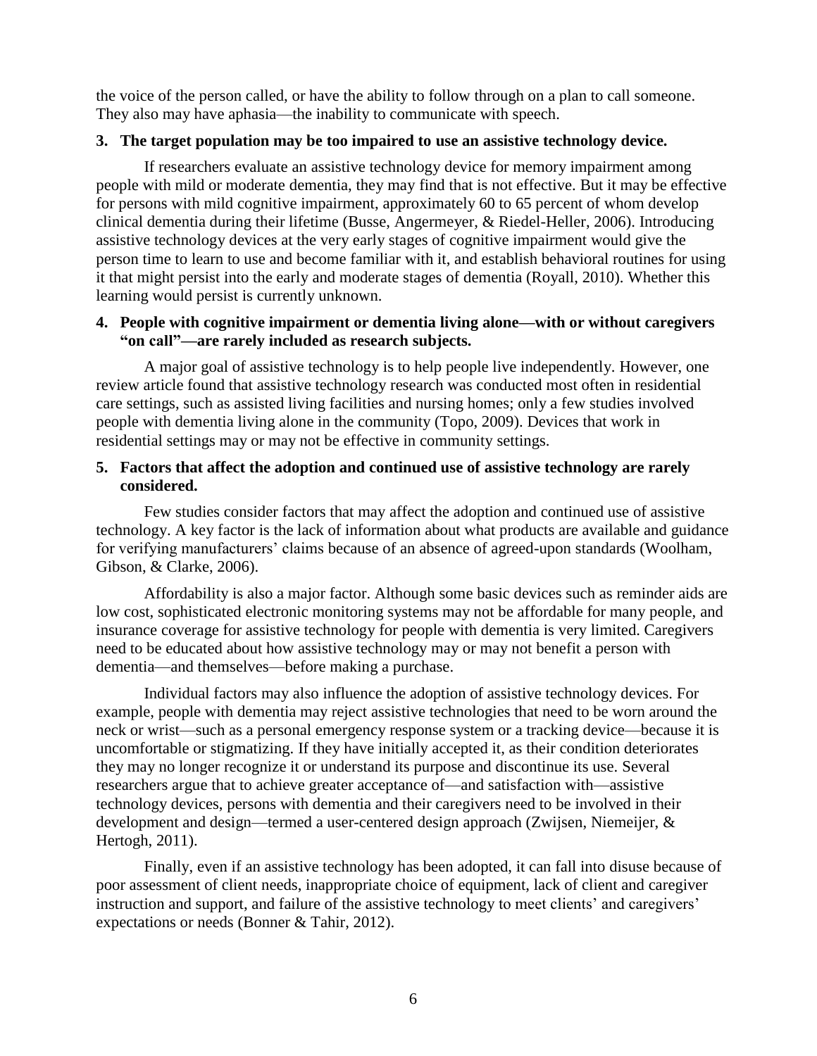the voice of the person called, or have the ability to follow through on a plan to call someone. They also may have aphasia—the inability to communicate with speech.

**3. The target population may be too impaired to use an assistive technology device.**

If researchers evaluate an assistive technology device for memory impairment among people with mild or moderate dementia, they may find that is not effective. But it may be effective for persons with mild cognitive impairment, approximately 60 to 65 percent of whom develop clinical dementia during their lifetime (Busse, Angermeyer, & Riedel-Heller, 2006). Introducing assistive technology devices at the very early stages of cognitive impairment would give the person time to learn to use and become familiar with it, and establish behavioral routines for using it that might persist into the early and moderate stages of dementia (Royall, 2010). Whether this learning would persist is currently unknown.

**4. People with cognitive impairment or dementia living alone—with or without caregivers "on call"—are rarely included as research subjects.**

A major goal of assistive technology is to help people live independently. However, one review article found that assistive technology research was conducted most often in residential care settings, such as assisted living facilities and nursing homes; only a few studies involved people with dementia living alone in the community (Topo, 2009). Devices that work in residential settings may or may not be effective in community settings.

**5. Factors that affect the adoption and continued use of assistive technology are rarely considered.**

Few studies consider factors that may affect the adoption and continued use of assistive technology. A key factor is the lack of information about what products are available and guidance for verifying manufacturers' claims because of an absence of agreed-upon standards (Woolham, Gibson, & Clarke, 2006).

Affordability is also a major factor. Although some basic devices such as reminder aids are low cost, sophisticated electronic monitoring systems may not be affordable for many people, and insurance coverage for assistive technology for people with dementia is very limited. Caregivers need to be educated about how assistive technology may or may not benefit a person with dementia—and themselves—before making a purchase.

Individual factors may also influence the adoption of assistive technology devices. For example, people with dementia may reject assistive technologies that need to be worn around the neck or wrist—such as a personal emergency response system or a tracking device—because it is uncomfortable or stigmatizing. If they have initially accepted it, as their condition deteriorates they may no longer recognize it or understand its purpose and discontinue its use. Several researchers argue that to achieve greater acceptance of—and satisfaction with—assistive technology devices, persons with dementia and their caregivers need to be involved in their development and design—termed a user-centered design approach (Zwijsen, Niemeijer, & Hertogh, 2011).

Finally, even if an assistive technology has been adopted, it can fall into disuse because of poor assessment of client needs, inappropriate choice of equipment, lack of client and caregiver instruction and support, and failure of the assistive technology to meet clients' and caregivers' expectations or needs (Bonner & Tahir, 2012).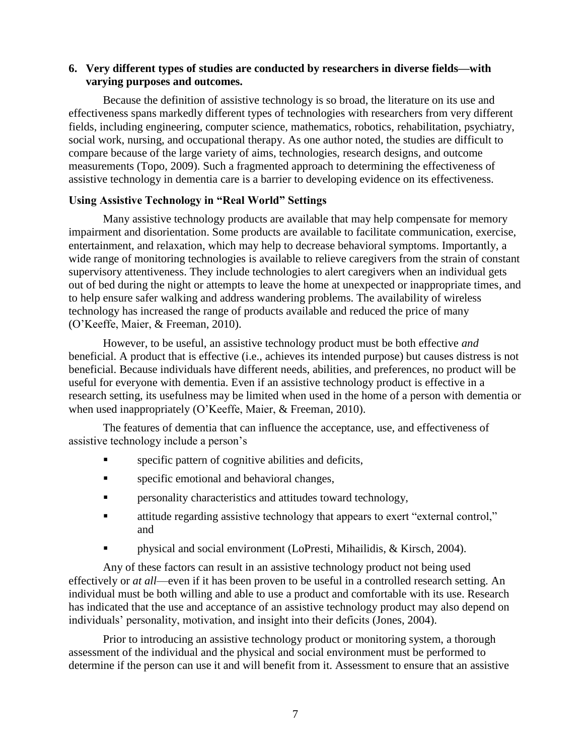**6. Very different types of studies are conducted by researchers in diverse fields—with varying purposes and outcomes.**

Because the definition of assistive technology is so broad, the literature on its use and effectiveness spans markedly different types of technologies with researchers from very different fields, including engineering, computer science, mathematics, robotics, rehabilitation, psychiatry, social work, nursing, and occupational therapy. As one author noted, the studies are difficult to compare because of the large variety of aims, technologies, research designs, and outcome measurements (Topo, 2009). Such a fragmented approach to determining the effectiveness of assistive technology in dementia care is a barrier to developing evidence on its effectiveness.

### Using Assistive Technology in "Real World" Settings

Many assistive technology products are available that may help compensate for memory impairment and disorientation. Some products are available to facilitate communication, exercise, entertainment, and relaxation, which may help to decrease behavioral symptoms. Importantly, a wide range of monitoring technologies is available to relieve caregivers from the strain of constant supervisory attentiveness. They include technologies to alert caregivers when an individual gets out of bed during the night or attempts to leave the home at unexpected or inappropriate times, and to help ensure safer walking and address wandering problems. The availability of wireless technology has increased the range of products available and reduced the price of many (O'Keeffe, Maier, & Freeman, 2010).

However, to be useful, an assistive technology product must be both effective *and* beneficial. A product that is effective (i.e., achieves its intended purpose) but causes distress is not beneficial. Because individuals have different needs, abilities, and preferences, no product will be useful for everyone with dementia. Even if an assistive technology product is effective in a research setting, its usefulness may be limited when used in the home of a person with dementia or when used inappropriately (O'Keeffe, Maier, & Freeman, 2010).

The features of dementia that can influence the acceptance, use, and effectiveness of assistive technology include a person's

- specific pattern of cognitive abilities and deficits,
- specific emotional and behavioral changes,
- personality characteristics and attitudes toward technology,
- attitude regarding assistive technology that appears to exert "external control," and
- physical and social environment (LoPresti, Mihailidis, & Kirsch, 2004).

Any of these factors can result in an assistive technology product not being used effectively or *at all*—even if it has been proven to be useful in a controlled research setting. An individual must be both willing and able to use a product and comfortable with its use. Research has indicated that the use and acceptance of an assistive technology product may also depend on individuals' personality, motivation, and insight into their deficits (Jones, 2004).

Prior to introducing an assistive technology product or monitoring system, a thorough assessment of the individual and the physical and social environment must be performed to determine if the person can use it and will benefit from it. Assessment to ensure that an assistive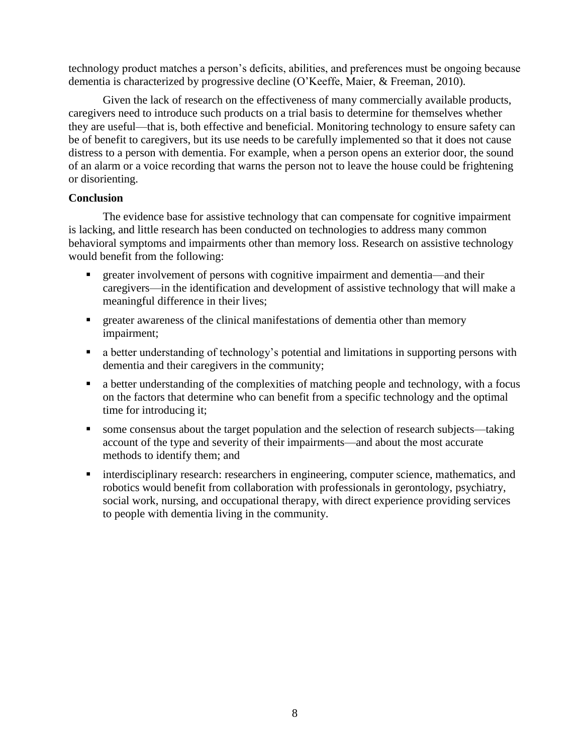technology product matches a person's deficits, abilities, and preferences must be ongoing because dementia is characterized by progressive decline (O'Keeffe, Maier, & Freeman, 2010).

Given the lack of research on the effectiveness of many commercially available products, caregivers need to introduce such products on a trial basis to determine for themselves whether they are useful—that is, both effective and beneficial. Monitoring technology to ensure safety can be of benefit to caregivers, but its use needs to be carefully implemented so that it does not cause distress to a person with dementia. For example, when a person opens an exterior door, the sound of an alarm or a voice recording that warns the person not to leave the house could be frightening or disorienting.

**Conclusion**

The evidence base for assistive technology that can compensate for cognitive impairment is lacking, and little research has been conducted on technologies to address many common behavioral symptoms and impairments other than memory loss. Research on assistive technology would benefit from the following:

- greater involvement of persons with cognitive impairment and dementia—and their caregivers—in the identification and development of assistive technology that will make a meaningful difference in their lives;
- greater awareness of the clinical manifestations of dementia other than memory impairment;
- a better understanding of technology's potential and limitations in supporting persons with dementia and their caregivers in the community;
- a better understanding of the complexities of matching people and technology, with a focus on the factors that determine who can benefit from a specific technology and the optimal time for introducing it;
- some consensus about the target population and the selection of research subjects—taking account of the type and severity of their impairments—and about the most accurate methods to identify them; and
- interdisciplinary research: researchers in engineering, computer science, mathematics, and robotics would benefit from collaboration with professionals in gerontology, psychiatry, social work, nursing, and occupational therapy, with direct experience providing services to people with dementia living in the community.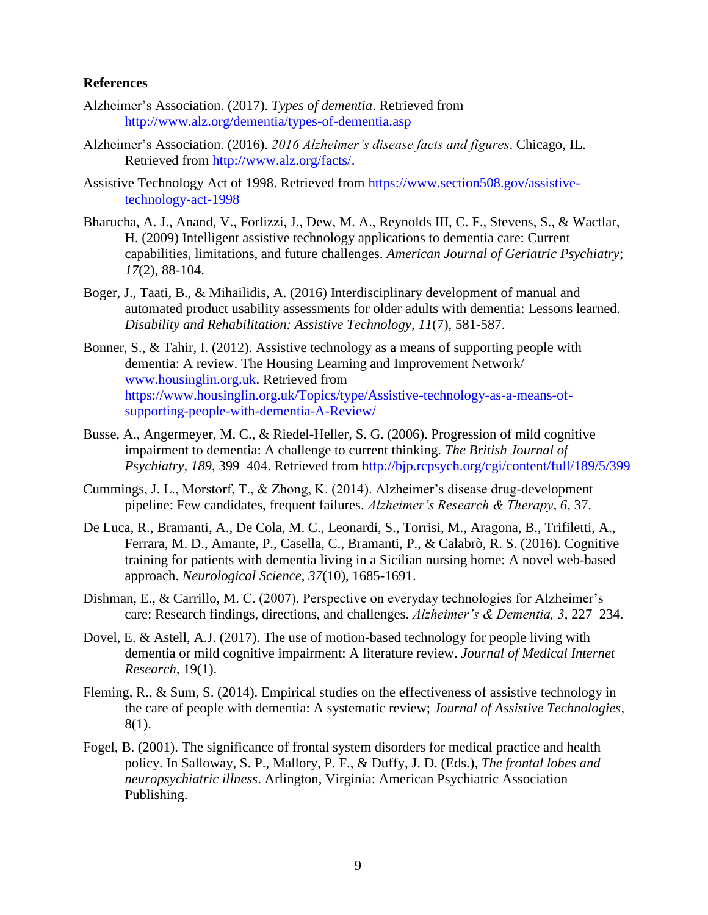**References**

Alzheimer's Association. (2017). *Types of dementia*. Retrieved from http://www.alz.org/dementia/types-of-dementia.asp

Alzheimer's Association. (2016). *2016 Alzheimer's disease facts and figures*. Chicago, IL. Retrieved from http://www.alz.org/facts/.

Assistive Technology Act of 1998. Retrieved from https://www.section508.gov/assistive-technology-act-1998

Bharucha, A. J., Anand, V., Forlizzi, J., Dew, M. A., Reynolds III, C. F., Stevens, S., & Wactlar, H. (2009) Intelligent assistive technology applications to dementia care: Current capabilities, limitations, and future challenges. *American Journal of Geriatric Psychiatry*; *17*(2), 88-104.

Boger, J., Taati, B., & Mihailidis, A. (2016) Interdisciplinary development of manual and automated product usability assessments for older adults with dementia: Lessons learned. *Disability and Rehabilitation: Assistive Technology*, *11*(7), 581-587.

Bonner, S., & Tahir, I. (2012). Assistive technology as a means of supporting people with dementia: A review. The Housing Learning and Improvement Network/ www.housinglin.org.uk. Retrieved from https://www.housinglin.org.uk/Topics/type/Assistive-technology-as-a-means-of-supporting-people-with-dementia-A-Review/

Busse, A., Angermeyer, M. C., & Riedel-Heller, S. G. (2006). Progression of mild cognitive impairment to dementia: A challenge to current thinking. *The British Journal of Psychiatry*, *189*, 399–404. Retrieved from http://bjp.rcpsych.org/cgi/content/full/189/5/399

Cummings, J. L., Morstorf, T., & Zhong, K. (2014). Alzheimer's disease drug-development pipeline: Few candidates, frequent failures. *Alzheimer's Research & Therapy*, *6*, 37.

De Luca, R., Bramanti, A., De Cola, M. C., Leonardi, S., Torrisi, M., Aragona, B., Trifiletti, A., Ferrara, M. D., Amante, P., Casella, C., Bramanti, P., & Calabrò, R. S. (2016). Cognitive training for patients with dementia living in a Sicilian nursing home: A novel web-based approach. *Neurological Science*, *37*(10), 1685-1691.

Dishman, E., & Carrillo, M. C. (2007). Perspective on everyday technologies for Alzheimer's care: Research findings, directions, and challenges. *Alzheimer's & Dementia, 3*, 227–234.

Dovel, E. & Astell, A.J. (2017). The use of motion-based technology for people living with dementia or mild cognitive impairment: A literature review. *Journal of Medical Internet Research*, 19(1).

Fleming, R., & Sum, S. (2014). Empirical studies on the effectiveness of assistive technology in the care of people with dementia: A systematic review; *Journal of Assistive Technologies*, 8(1).

Fogel, B. (2001). The significance of frontal system disorders for medical practice and health policy. In Salloway, S. P., Mallory, P. F., & Duffy, J. D. (Eds.), *The frontal lobes and neuropsychiatric illness*. Arlington, Virginia: American Psychiatric Association Publishing.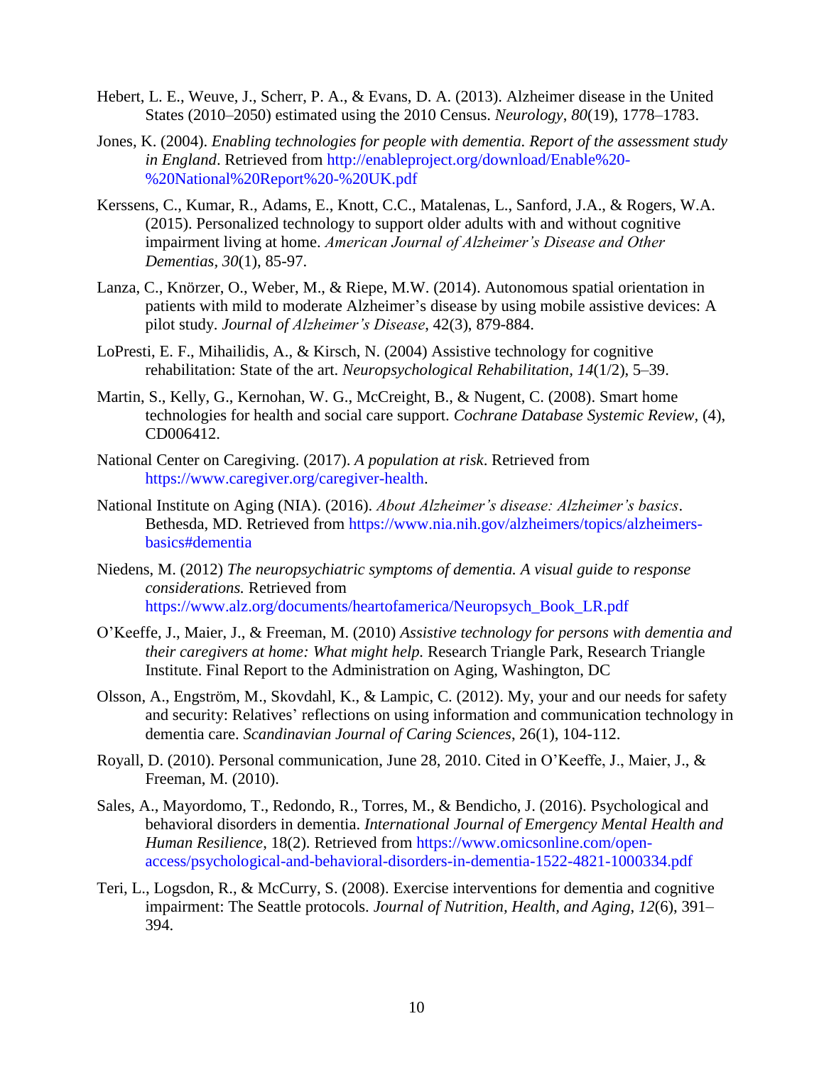Hebert, L. E., Weuve, J., Scherr, P. A., & Evans, D. A. (2013). Alzheimer disease in the United States (2010–2050) estimated using the 2010 Census. *Neurology*, *80*(19), 1778–1783.

Jones, K. (2004). *Enabling technologies for people with dementia. Report of the assessment study in England*. Retrieved from http://enableproject.org/download/Enable%20-%20National%20Report%20-%20UK.pdf

Kerssens, C., Kumar, R., Adams, E., Knott, C.C., Matalenas, L., Sanford, J.A., & Rogers, W.A. (2015). Personalized technology to support older adults with and without cognitive impairment living at home. *American Journal of Alzheimer's Disease and Other Dementias, 30*(1), 85-97.

Lanza, C., Knörzer, O., Weber, M., & Riepe, M.W. (2014). Autonomous spatial orientation in patients with mild to moderate Alzheimer's disease by using mobile assistive devices: A pilot study. *Journal of Alzheimer's Disease*, 42(3), 879-884.

LoPresti, E. F., Mihailidis, A., & Kirsch, N. (2004) Assistive technology for cognitive rehabilitation: State of the art. *Neuropsychological Rehabilitation, 14*(1/2), 5–39.

Martin, S., Kelly, G., Kernohan, W. G., McCreight, B., & Nugent, C. (2008). Smart home technologies for health and social care support. *Cochrane Database Systemic Review*, (4), CD006412.

National Center on Caregiving. (2017). *A population at risk*. Retrieved from https://www.caregiver.org/caregiver-health.

National Institute on Aging (NIA). (2016). *About Alzheimer's disease: Alzheimer's basics*. Bethesda, MD. Retrieved from https://www.nia.nih.gov/alzheimers/topics/alzheimers-basics#dementia

Niedens, M. (2012) *The neuropsychiatric symptoms of dementia. A visual guide to response considerations.* Retrieved from https://www.alz.org/documents/heartofamerica/Neuropsych_Book_LR.pdf

O'Keeffe, J., Maier, J., & Freeman, M. (2010) *Assistive technology for persons with dementia and their caregivers at home: What might help.* Research Triangle Park, Research Triangle Institute. Final Report to the Administration on Aging, Washington, DC

Olsson, A., Engström, M., Skovdahl, K., & Lampic, C. (2012). My, your and our needs for safety and security: Relatives' reflections on using information and communication technology in dementia care. *Scandinavian Journal of Caring Sciences*, 26(1), 104-112.

Royall, D. (2010). Personal communication, June 28, 2010. Cited in O'Keeffe, J., Maier, J., & Freeman, M. (2010).

Sales, A., Mayordomo, T., Redondo, R., Torres, M., & Bendicho, J. (2016). Psychological and behavioral disorders in dementia. *International Journal of Emergency Mental Health and Human Resilience*, 18(2). Retrieved from https://www.omicsonline.com/open-access/psychological-and-behavioral-disorders-in-dementia-1522-4821-1000334.pdf

Teri, L., Logsdon, R., & McCurry, S. (2008). Exercise interventions for dementia and cognitive impairment: The Seattle protocols. *Journal of Nutrition, Health, and Aging*, *12*(6), 391–394.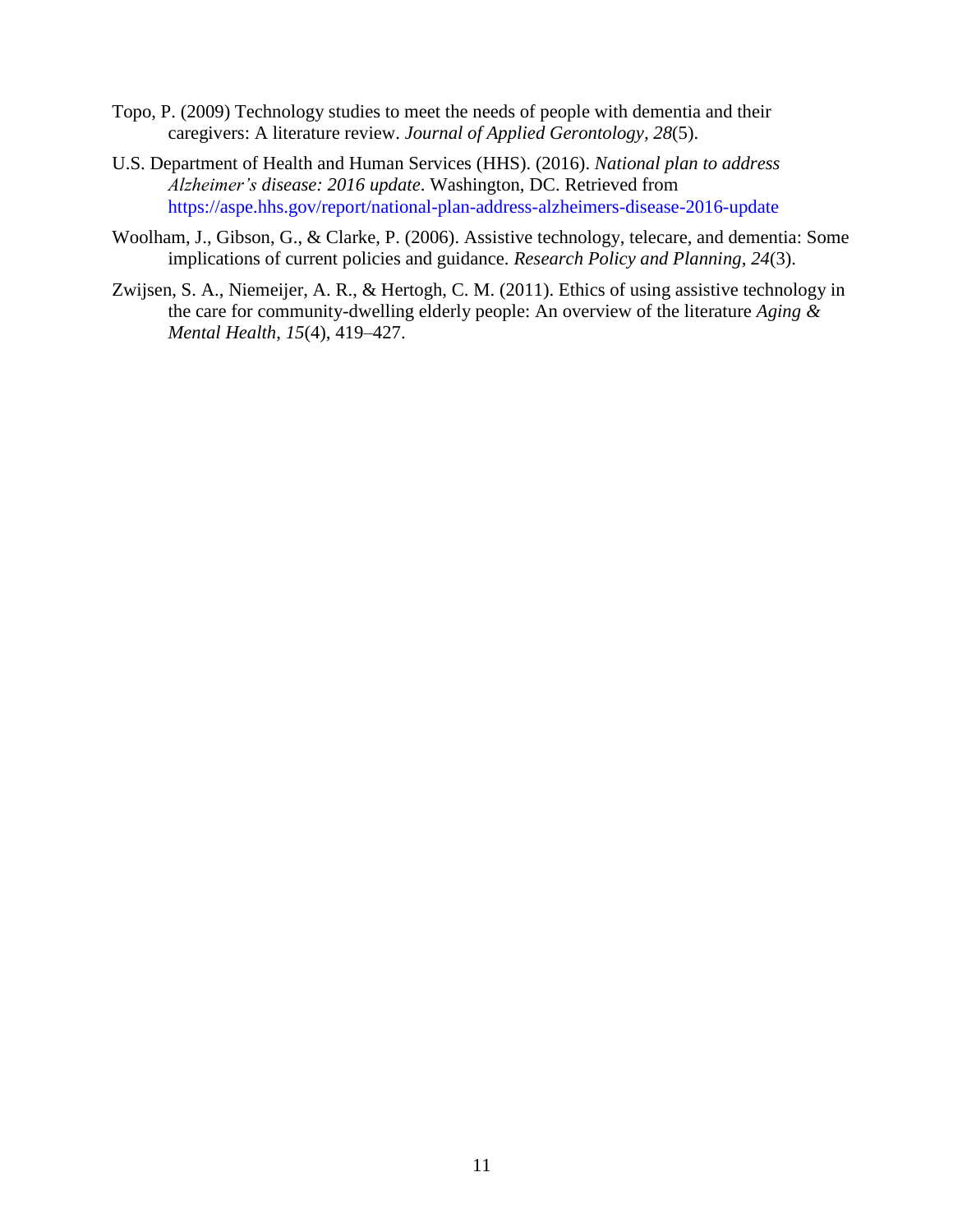Topo, P. (2009) Technology studies to meet the needs of people with dementia and their caregivers: A literature review. *Journal of Applied Gerontology*, *28*(5).

U.S. Department of Health and Human Services (HHS). (2016). *National plan to address Alzheimer's disease: 2016 update*. Washington, DC. Retrieved from https://aspe.hhs.gov/report/national-plan-address-alzheimers-disease-2016-update

Woolham, J., Gibson, G., & Clarke, P. (2006). Assistive technology, telecare, and dementia: Some implications of current policies and guidance. *Research Policy and Planning, 24*(3).

Zwijsen, S. A., Niemeijer, A. R., & Hertogh, C. M. (2011). Ethics of using assistive technology in the care for community-dwelling elderly people: An overview of the literature *Aging & Mental Health*, *15*(4), 419–427.